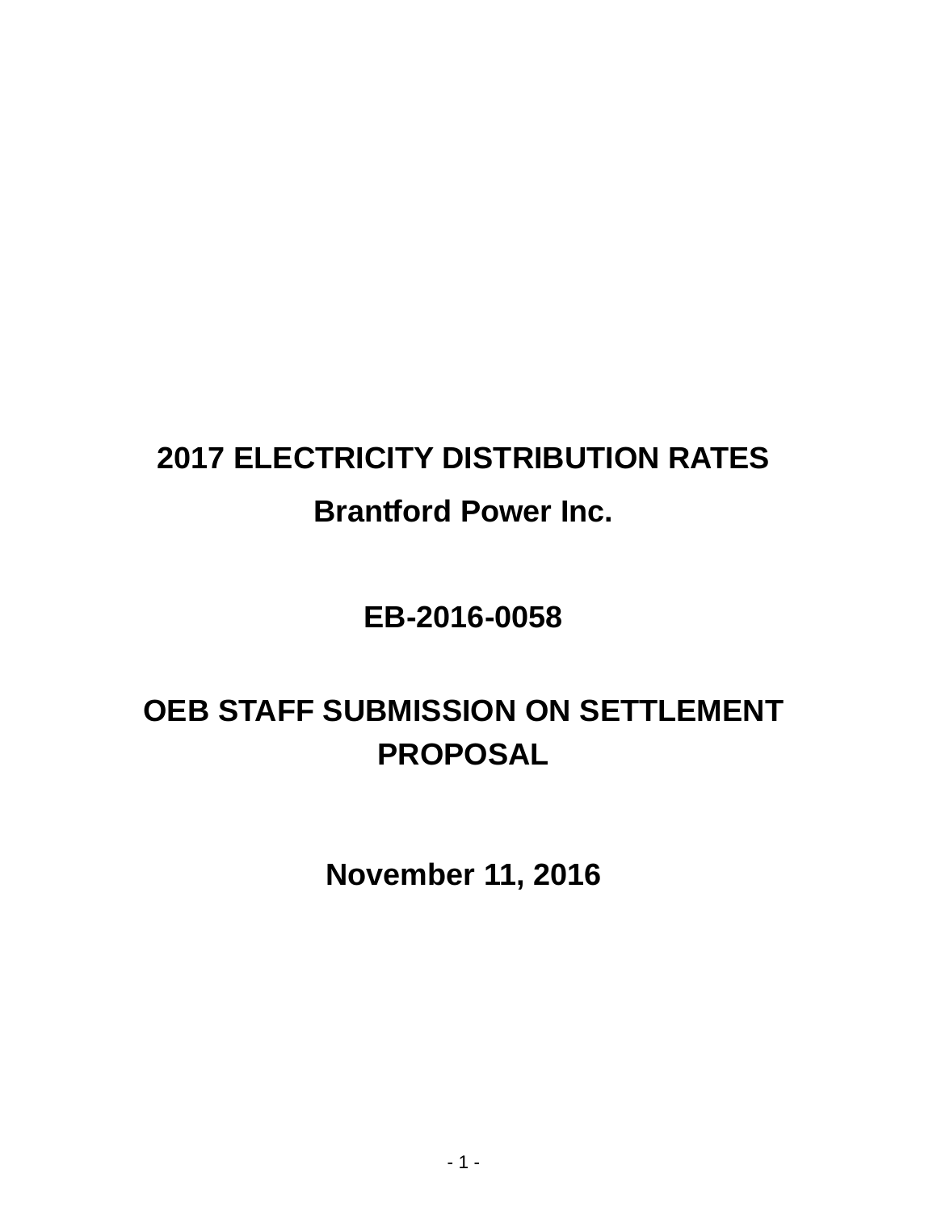# 2017 ELECTRICITY DISTRIBUTION RATES

## Brantford Power Inc.

## EB-2016-0058

## OEB STAFF SUBMISSION ON SETTLEMENT PROPOSAL

## November 11, 2016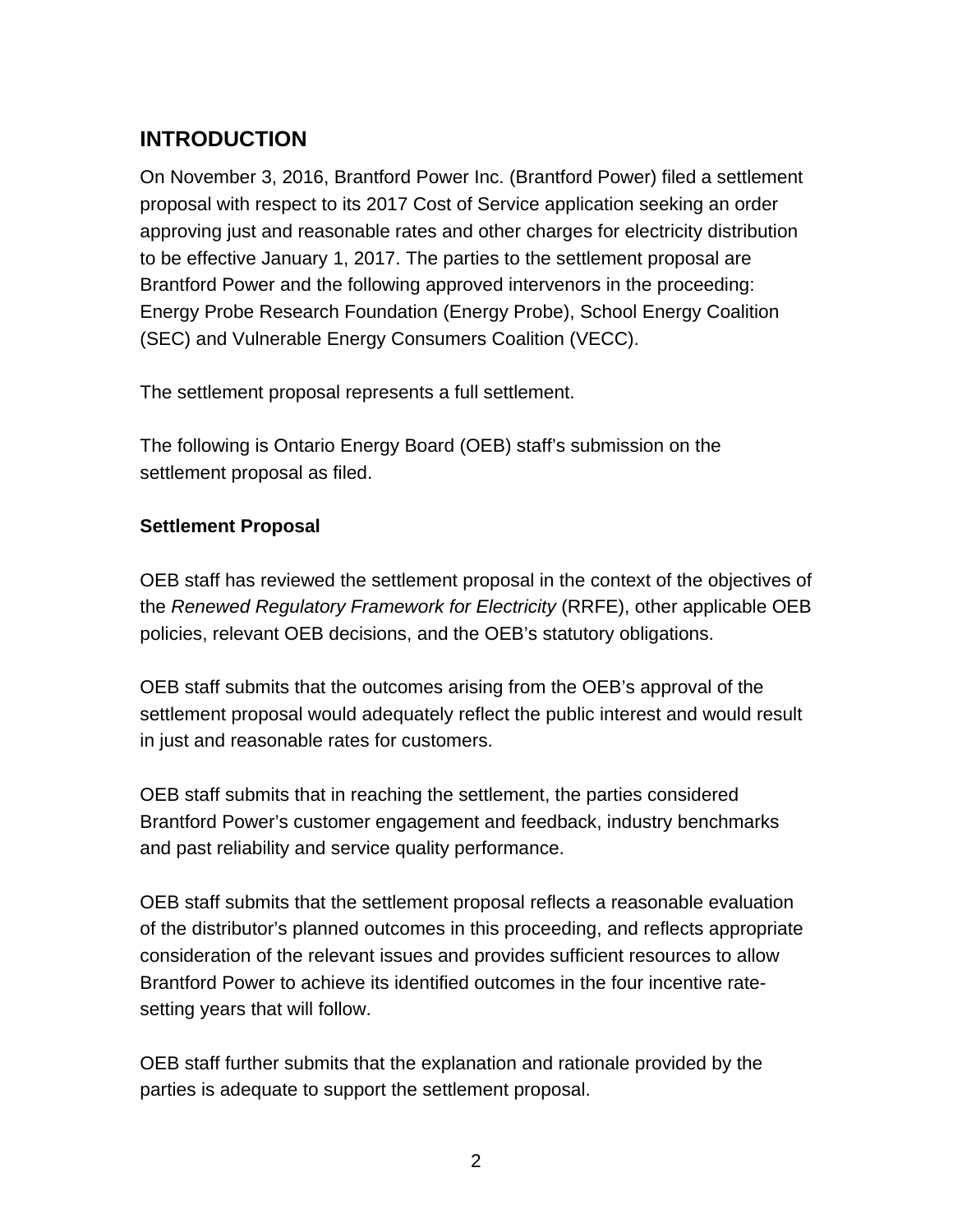## INTRODUCTION

On November 3, 2016, Brantford Power Inc. (Brantford Power) filed a settlement proposal with respect to its 2017 Cost of Service application seeking an order approving just and reasonable rates and other charges for electricity distribution to be effective January 1, 2017. The parties to the settlement proposal are Brantford Power and the following approved intervenors in the proceeding: Energy Probe Research Foundation (Energy Probe), School Energy Coalition (SEC) and Vulnerable Energy Consumers Coalition (VECC).

The settlement proposal represents a full settlement.

The following is Ontario Energy Board (OEB) staff's submission on the settlement proposal as filed.

### Settlement Proposal

OEB staff has reviewed the settlement proposal in the context of the objectives of the *Renewed Regulatory Framework for Electricity* (RRFE), other applicable OEB policies, relevant OEB decisions, and the OEB's statutory obligations.

OEB staff submits that the outcomes arising from the OEB's approval of the settlement proposal would adequately reflect the public interest and would result in just and reasonable rates for customers.

OEB staff submits that in reaching the settlement, the parties considered Brantford Power's customer engagement and feedback, industry benchmarks and past reliability and service quality performance.

OEB staff submits that the settlement proposal reflects a reasonable evaluation of the distributor's planned outcomes in this proceeding, and reflects appropriate consideration of the relevant issues and provides sufficient resources to allow Brantford Power to achieve its identified outcomes in the four incentive rate-setting years that will follow.

OEB staff further submits that the explanation and rationale provided by the parties is adequate to support the settlement proposal.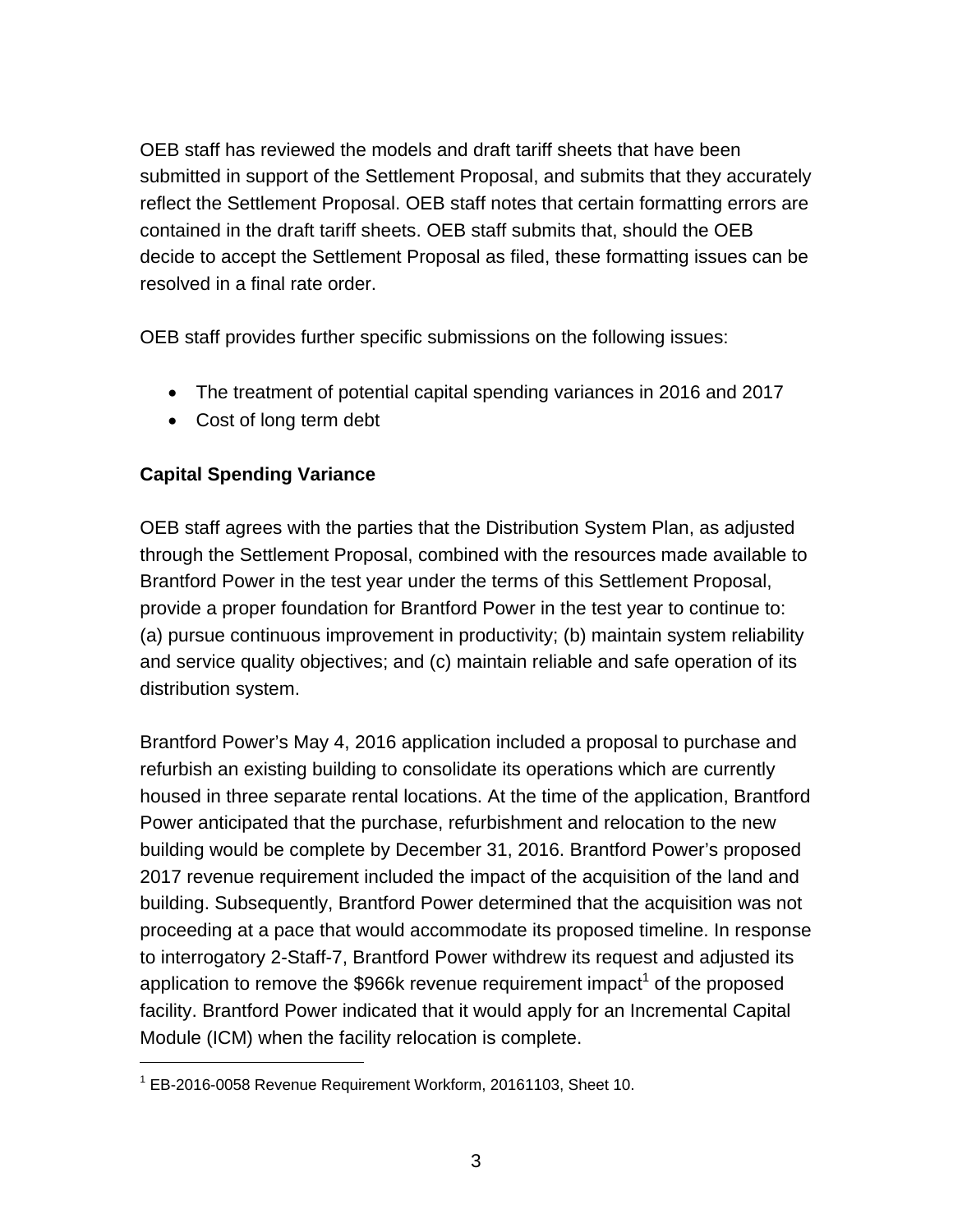OEB staff has reviewed the models and draft tariff sheets that have been submitted in support of the Settlement Proposal, and submits that they accurately reflect the Settlement Proposal. OEB staff notes that certain formatting errors are contained in the draft tariff sheets. OEB staff submits that, should the OEB decide to accept the Settlement Proposal as filed, these formatting issues can be resolved in a final rate order.

OEB staff provides further specific submissions on the following issues:

- The treatment of potential capital spending variances in 2016 and 2017
- Cost of long term debt

**Capital Spending Variance**

OEB staff agrees with the parties that the Distribution System Plan, as adjusted through the Settlement Proposal, combined with the resources made available to Brantford Power in the test year under the terms of this Settlement Proposal, provide a proper foundation for Brantford Power in the test year to continue to: (a) pursue continuous improvement in productivity; (b) maintain system reliability and service quality objectives; and (c) maintain reliable and safe operation of its distribution system.

Brantford Power's May 4, 2016 application included a proposal to purchase and refurbish an existing building to consolidate its operations which are currently housed in three separate rental locations. At the time of the application, Brantford Power anticipated that the purchase, refurbishment and relocation to the new building would be complete by December 31, 2016. Brantford Power's proposed 2017 revenue requirement included the impact of the acquisition of the land and building. Subsequently, Brantford Power determined that the acquisition was not proceeding at a pace that would accommodate its proposed timeline. In response to interrogatory 2-Staff-7, Brantford Power withdrew its request and adjusted its application to remove the $966k revenue requirement impact[1] of the proposed facility. Brantford Power indicated that it would apply for an Incremental Capital Module (ICM) when the facility relocation is complete.

[1] EB-2016-0058 Revenue Requirement Workform, 20161103, Sheet 10.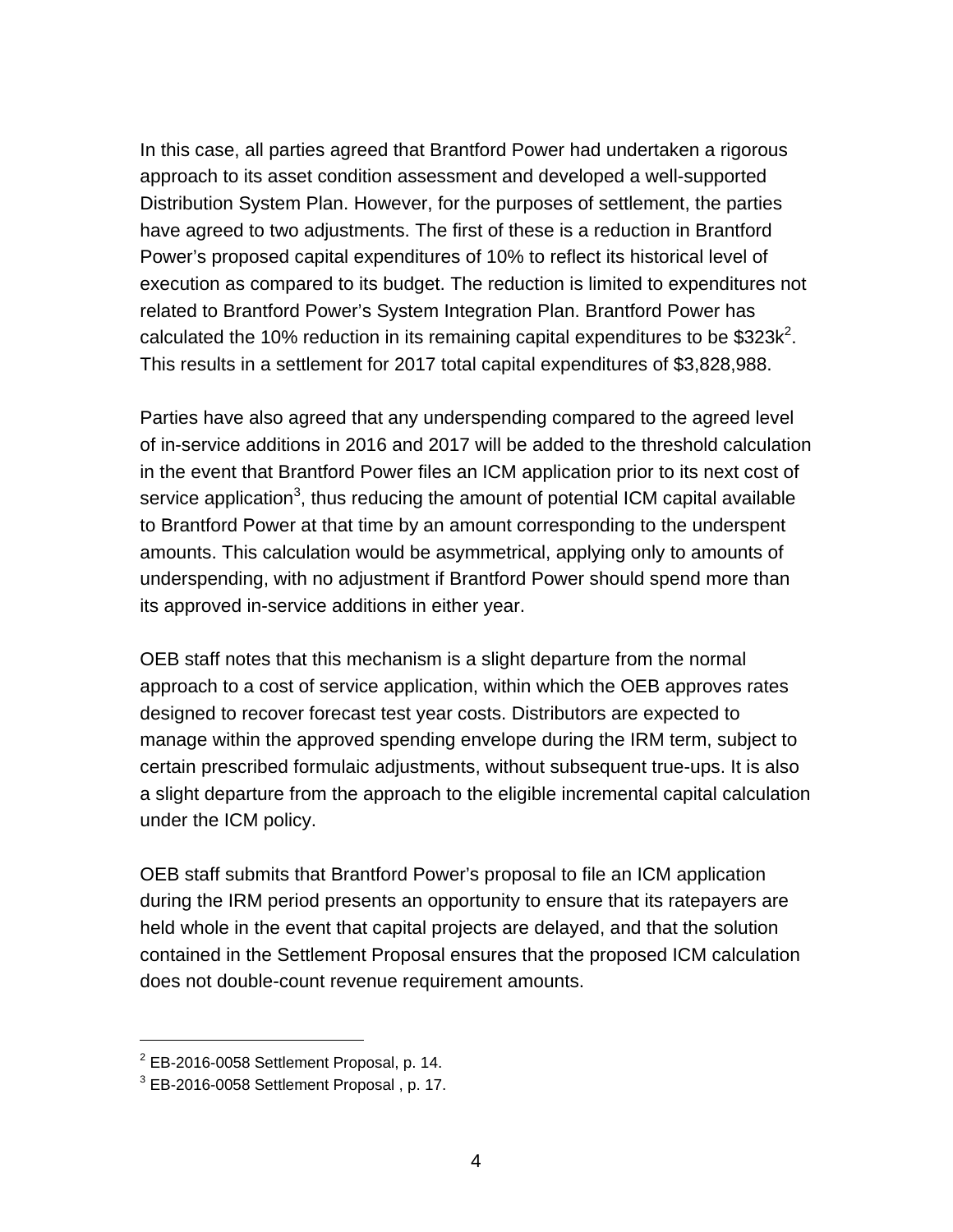In this case, all parties agreed that Brantford Power had undertaken a rigorous approach to its asset condition assessment and developed a well-supported Distribution System Plan. However, for the purposes of settlement, the parties have agreed to two adjustments. The first of these is a reduction in Brantford Power's proposed capital expenditures of 10% to reflect its historical level of execution as compared to its budget. The reduction is limited to expenditures not related to Brantford Power's System Integration Plan. Brantford Power has calculated the 10% reduction in its remaining capital expenditures to be $323k[2]. This results in a settlement for 2017 total capital expenditures of $3,828,988.

Parties have also agreed that any underspending compared to the agreed level of in-service additions in 2016 and 2017 will be added to the threshold calculation in the event that Brantford Power files an ICM application prior to its next cost of service application[3], thus reducing the amount of potential ICM capital available to Brantford Power at that time by an amount corresponding to the underspent amounts. This calculation would be asymmetrical, applying only to amounts of underspending, with no adjustment if Brantford Power should spend more than its approved in-service additions in either year.

OEB staff notes that this mechanism is a slight departure from the normal approach to a cost of service application, within which the OEB approves rates designed to recover forecast test year costs. Distributors are expected to manage within the approved spending envelope during the IRM term, subject to certain prescribed formulaic adjustments, without subsequent true-ups. It is also a slight departure from the approach to the eligible incremental capital calculation under the ICM policy.

OEB staff submits that Brantford Power's proposal to file an ICM application during the IRM period presents an opportunity to ensure that its ratepayers are held whole in the event that capital projects are delayed, and that the solution contained in the Settlement Proposal ensures that the proposed ICM calculation does not double-count revenue requirement amounts.

---

[2] EB-2016-0058 Settlement Proposal, p. 14.

[3] EB-2016-0058 Settlement Proposal , p. 17.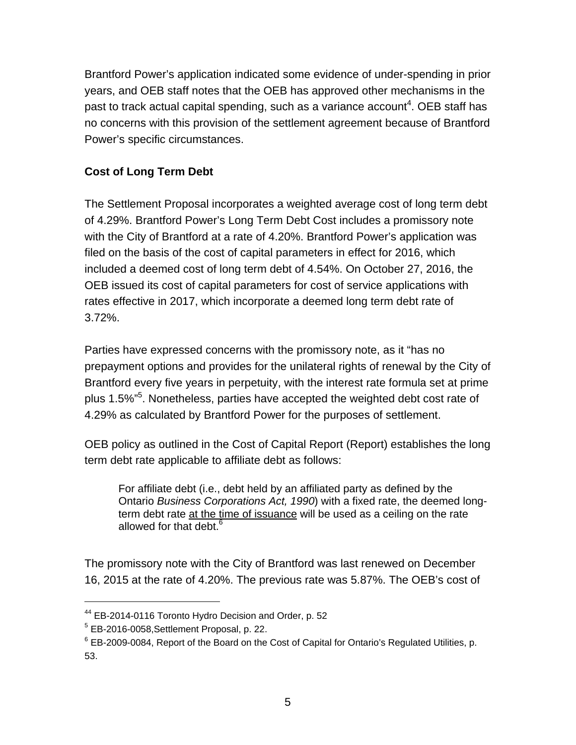Brantford Power's application indicated some evidence of under-spending in prior years, and OEB staff notes that the OEB has approved other mechanisms in the past to track actual capital spending, such as a variance account[4]. OEB staff has no concerns with this provision of the settlement agreement because of Brantford Power's specific circumstances.

**Cost of Long Term Debt**

The Settlement Proposal incorporates a weighted average cost of long term debt of 4.29%. Brantford Power's Long Term Debt Cost includes a promissory note with the City of Brantford at a rate of 4.20%. Brantford Power's application was filed on the basis of the cost of capital parameters in effect for 2016, which included a deemed cost of long term debt of 4.54%. On October 27, 2016, the OEB issued its cost of capital parameters for cost of service applications with rates effective in 2017, which incorporate a deemed long term debt rate of 3.72%.

Parties have expressed concerns with the promissory note, as it "has no prepayment options and provides for the unilateral rights of renewal by the City of Brantford every five years in perpetuity, with the interest rate formula set at prime plus 1.5%"[5]. Nonetheless, parties have accepted the weighted debt cost rate of 4.29% as calculated by Brantford Power for the purposes of settlement.

OEB policy as outlined in the Cost of Capital Report (Report) establishes the long term debt rate applicable to affiliate debt as follows:

> For affiliate debt (i.e., debt held by an affiliated party as defined by the Ontario *Business Corporations Act, 1990*) with a fixed rate, the deemed long-term debt rate <u>at the time of issuance</u> will be used as a ceiling on the rate allowed for that debt.[6]

The promissory note with the City of Brantford was last renewed on December 16, 2015 at the rate of 4.20%. The previous rate was 5.87%. The OEB's cost of

---

[44] EB-2014-0116 Toronto Hydro Decision and Order, p. 52

[5] EB-2016-0058,Settlement Proposal, p. 22.

[6] EB-2009-0084, Report of the Board on the Cost of Capital for Ontario's Regulated Utilities, p. 53.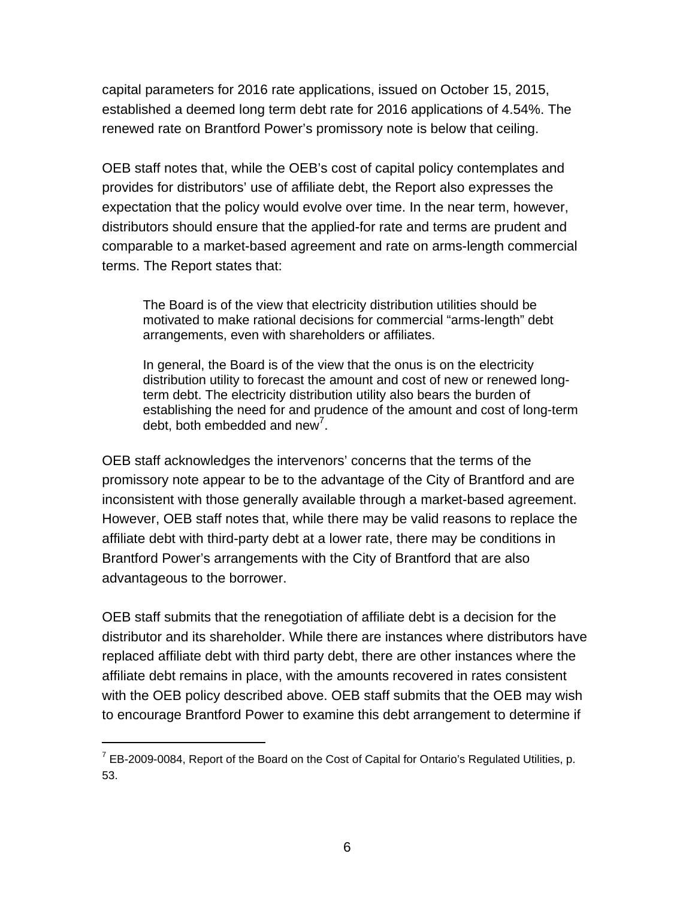capital parameters for 2016 rate applications, issued on October 15, 2015, established a deemed long term debt rate for 2016 applications of 4.54%. The renewed rate on Brantford Power's promissory note is below that ceiling.

OEB staff notes that, while the OEB's cost of capital policy contemplates and provides for distributors' use of affiliate debt, the Report also expresses the expectation that the policy would evolve over time. In the near term, however, distributors should ensure that the applied-for rate and terms are prudent and comparable to a market-based agreement and rate on arms-length commercial terms. The Report states that:

> The Board is of the view that electricity distribution utilities should be motivated to make rational decisions for commercial "arms-length" debt arrangements, even with shareholders or affiliates.
>
> In general, the Board is of the view that the onus is on the electricity distribution utility to forecast the amount and cost of new or renewed long-term debt. The electricity distribution utility also bears the burden of establishing the need for and prudence of the amount and cost of long-term debt, both embedded and new[7].

OEB staff acknowledges the intervenors' concerns that the terms of the promissory note appear to be to the advantage of the City of Brantford and are inconsistent with those generally available through a market-based agreement. However, OEB staff notes that, while there may be valid reasons to replace the affiliate debt with third-party debt at a lower rate, there may be conditions in Brantford Power's arrangements with the City of Brantford that are also advantageous to the borrower.

OEB staff submits that the renegotiation of affiliate debt is a decision for the distributor and its shareholder. While there are instances where distributors have replaced affiliate debt with third party debt, there are other instances where the affiliate debt remains in place, with the amounts recovered in rates consistent with the OEB policy described above. OEB staff submits that the OEB may wish to encourage Brantford Power to examine this debt arrangement to determine if

---

[7] EB-2009-0084, Report of the Board on the Cost of Capital for Ontario's Regulated Utilities, p. 53.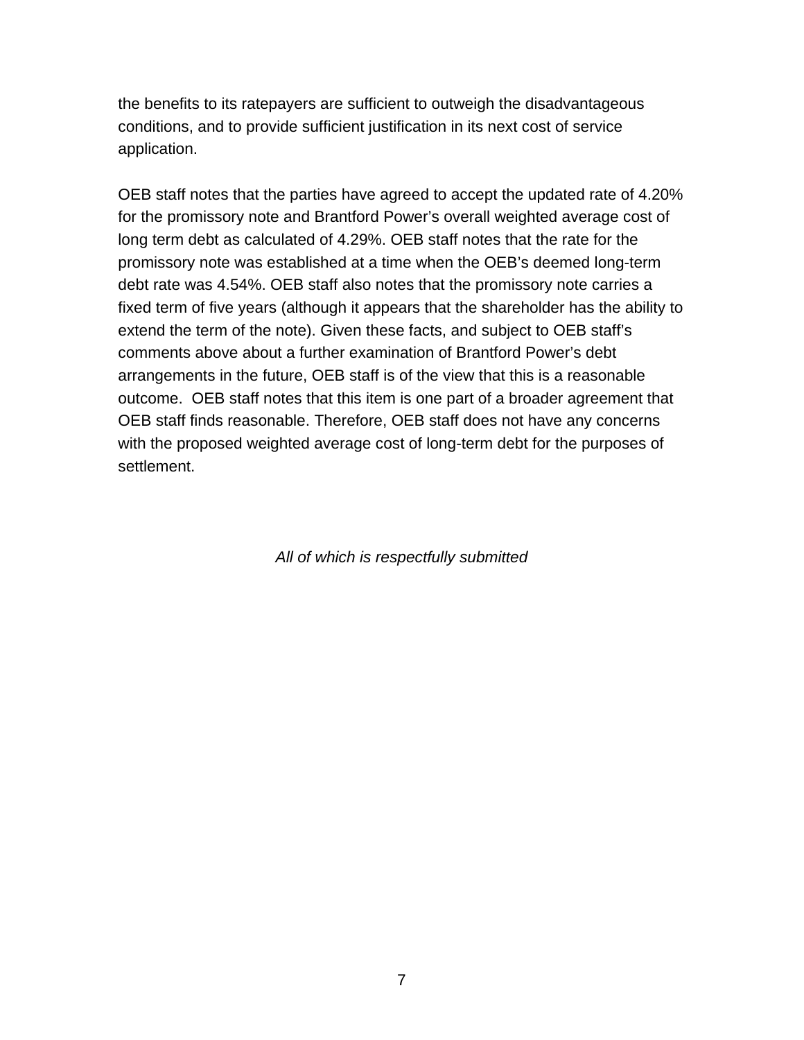the benefits to its ratepayers are sufficient to outweigh the disadvantageous conditions, and to provide sufficient justification in its next cost of service application.

OEB staff notes that the parties have agreed to accept the updated rate of 4.20% for the promissory note and Brantford Power's overall weighted average cost of long term debt as calculated of 4.29%. OEB staff notes that the rate for the promissory note was established at a time when the OEB's deemed long-term debt rate was 4.54%. OEB staff also notes that the promissory note carries a fixed term of five years (although it appears that the shareholder has the ability to extend the term of the note). Given these facts, and subject to OEB staff's comments above about a further examination of Brantford Power's debt arrangements in the future, OEB staff is of the view that this is a reasonable outcome. OEB staff notes that this item is one part of a broader agreement that OEB staff finds reasonable. Therefore, OEB staff does not have any concerns with the proposed weighted average cost of long-term debt for the purposes of settlement.

*All of which is respectfully submitted*